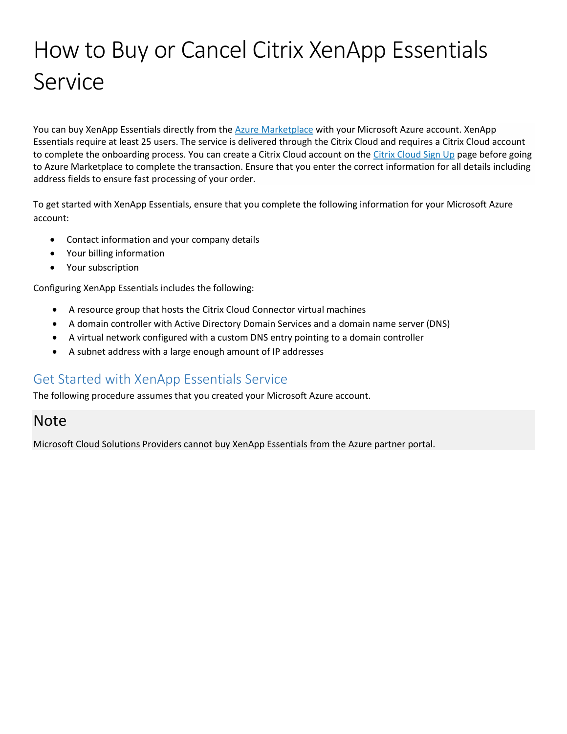# How to Buy or Cancel Citrix XenApp Essentials Service

You can buy XenApp Essentials directly from the [Azure Marketplace]() with your Microsoft Azure account. XenApp Essentials require at least 25 users. The service is delivered through the Citrix Cloud and requires a Citrix Cloud account to complete the onboarding process. You can create a Citrix Cloud account on the [Citrix Cloud Sign Up]() page before going to Azure Marketplace to complete the transaction. Ensure that you enter the correct information for all details including address fields to ensure fast processing of your order.

To get started with XenApp Essentials, ensure that you complete the following information for your Microsoft Azure account:

- Contact information and your company details
- Your billing information
- Your subscription

Configuring XenApp Essentials includes the following:

- A resource group that hosts the Citrix Cloud Connector virtual machines
- A domain controller with Active Directory Domain Services and a domain name server (DNS)
- A virtual network configured with a custom DNS entry pointing to a domain controller
- A subnet address with a large enough amount of IP addresses

## Get Started with XenApp Essentials Service

The following procedure assumes that you created your Microsoft Azure account.

## Note

Microsoft Cloud Solutions Providers cannot buy XenApp Essentials from the Azure partner portal.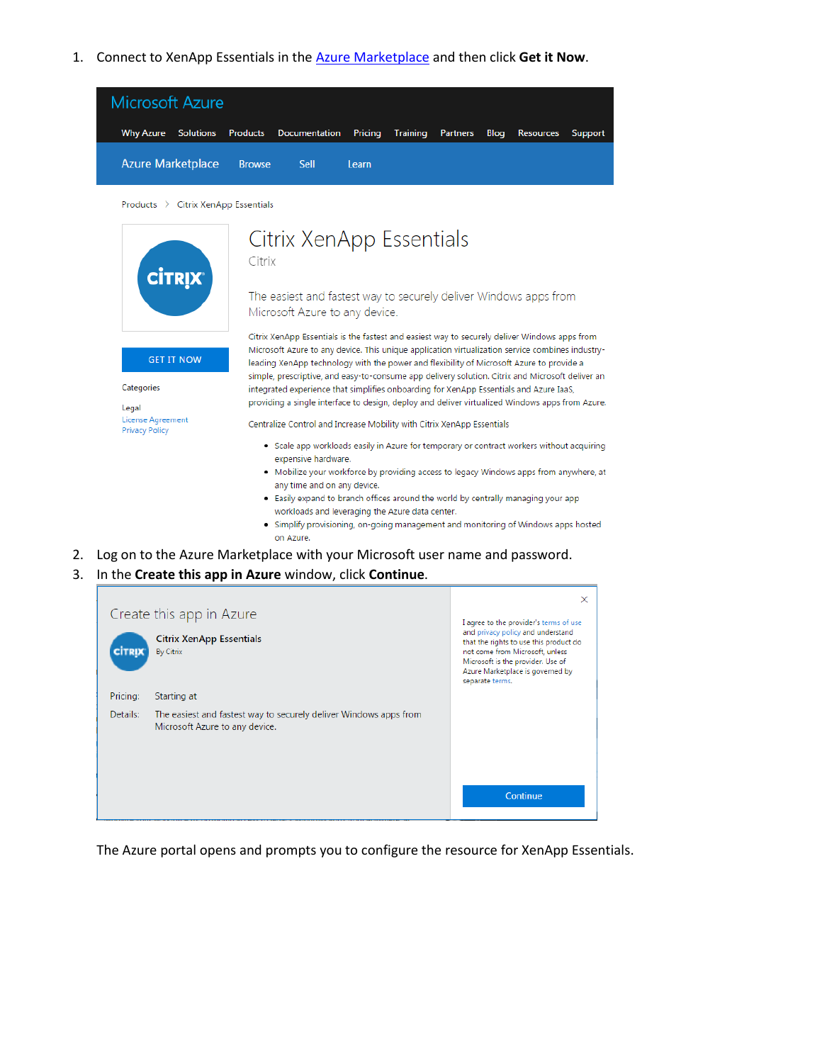1. Connect to XenApp Essentials in the Azure Marketplace and then click **Get it Now**.
2. Log on to the Azure Marketplace with your Microsoft user name and password.
3. In the **Create this app in Azure** window, click **Continue**.

The Azure portal opens and prompts you to configure the resource for XenApp Essentials.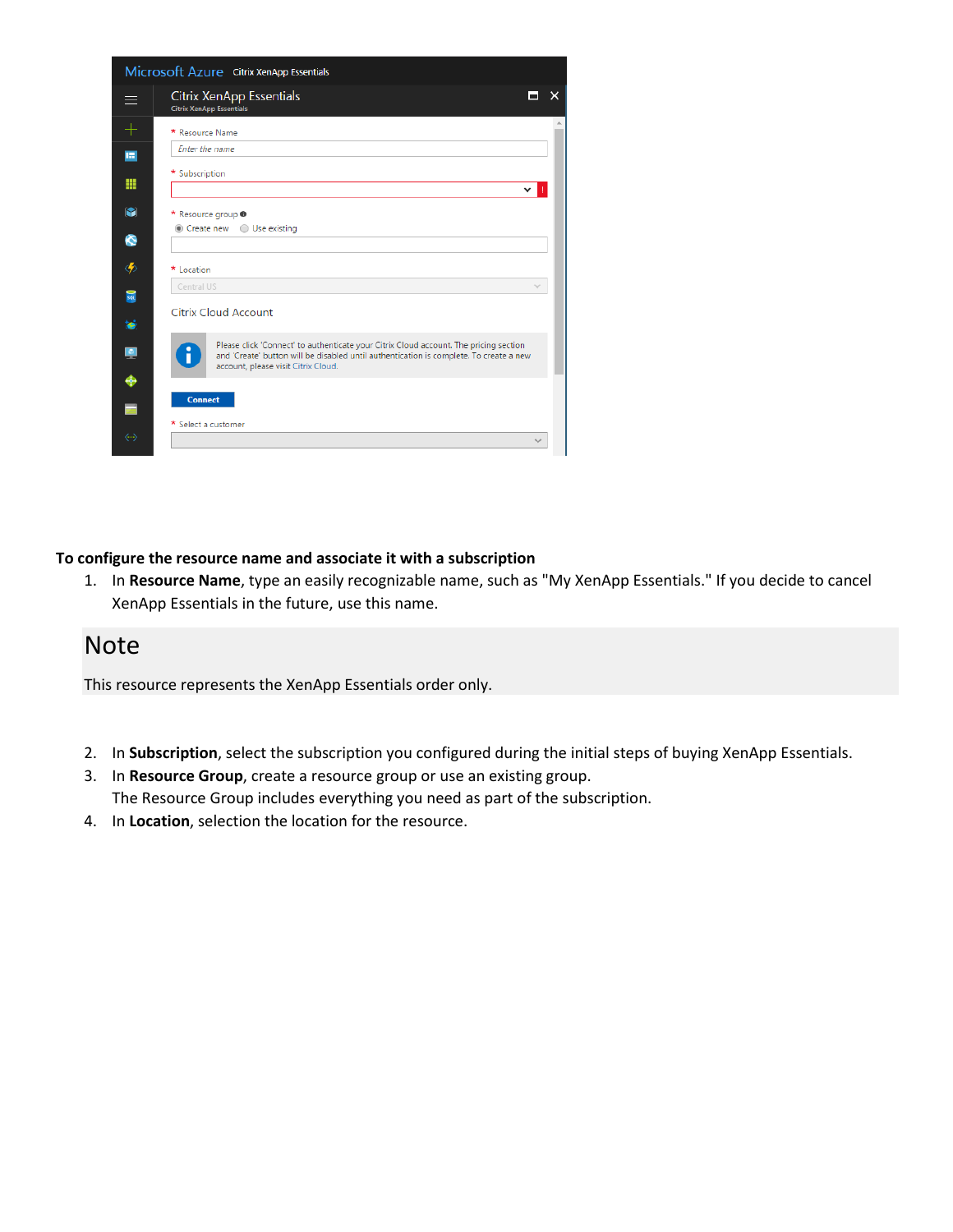**To configure the resource name and associate it with a subscription**

1. In **Resource Name**, type an easily recognizable name, such as "My XenApp Essentials." If you decide to cancel XenApp Essentials in the future, use this name.

## Note

This resource represents the XenApp Essentials order only.

2. In **Subscription**, select the subscription you configured during the initial steps of buying XenApp Essentials.
3. In **Resource Group**, create a resource group or use an existing group.
   The Resource Group includes everything you need as part of the subscription.
4. In **Location**, selection the location for the resource.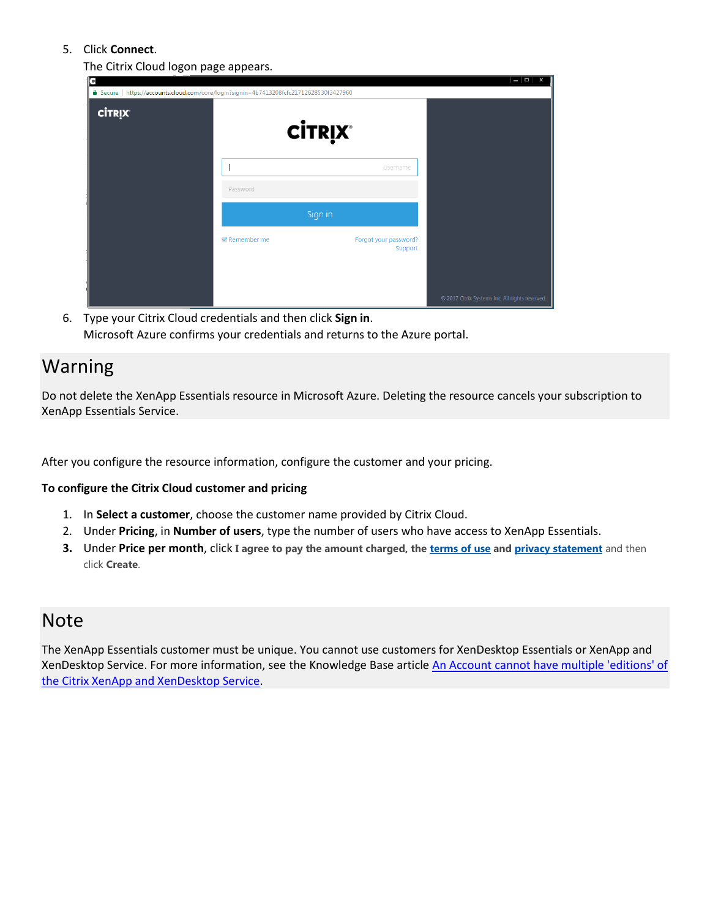5. Click **Connect**.
   The Citrix Cloud logon page appears.
6. Type your Citrix Cloud credentials and then click **Sign in**.
   Microsoft Azure confirms your credentials and returns to the Azure portal.

## Warning

Do not delete the XenApp Essentials resource in Microsoft Azure. Deleting the resource cancels your subscription to XenApp Essentials Service.

After you configure the resource information, configure the customer and your pricing.

**To configure the Citrix Cloud customer and pricing**

1. In **Select a customer**, choose the customer name provided by Citrix Cloud.
2. Under **Pricing**, in **Number of users**, type the number of users who have access to XenApp Essentials.
3. Under **Price per month**, click **I agree to pay the amount charged, the terms of use and privacy statement** and then click **Create**.

## Note

The XenApp Essentials customer must be unique. You cannot use customers for XenDesktop Essentials or XenApp and XenDesktop Service. For more information, see the Knowledge Base article An Account cannot have multiple 'editions' of the Citrix XenApp and XenDesktop Service.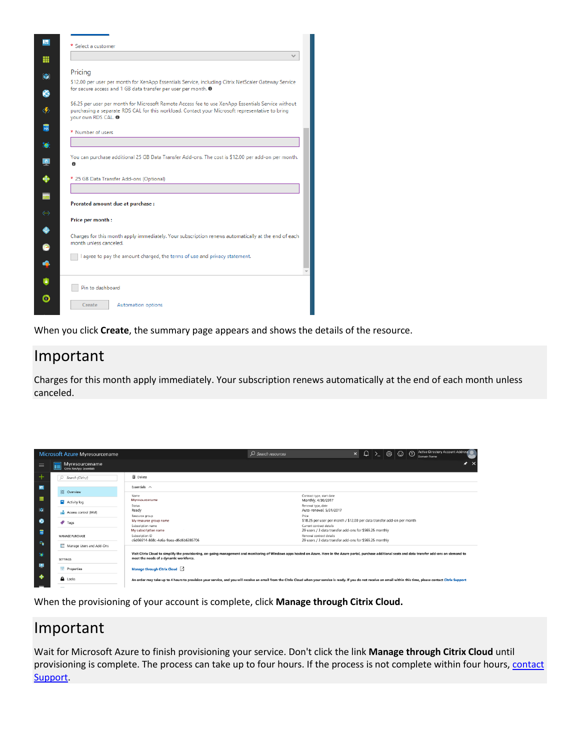When you click **Create**, the summary page appears and shows the details of the resource.

## Important

Charges for this month apply immediately. Your subscription renews automatically at the end of each month unless canceled.

When the provisioning of your account is complete, click **Manage through Citrix Cloud.**

## Important

Wait for Microsoft Azure to finish provisioning your service. Don't click the link **Manage through Citrix Cloud** until provisioning is complete. The process can take up to four hours. If the process is not complete within four hours, contact Support.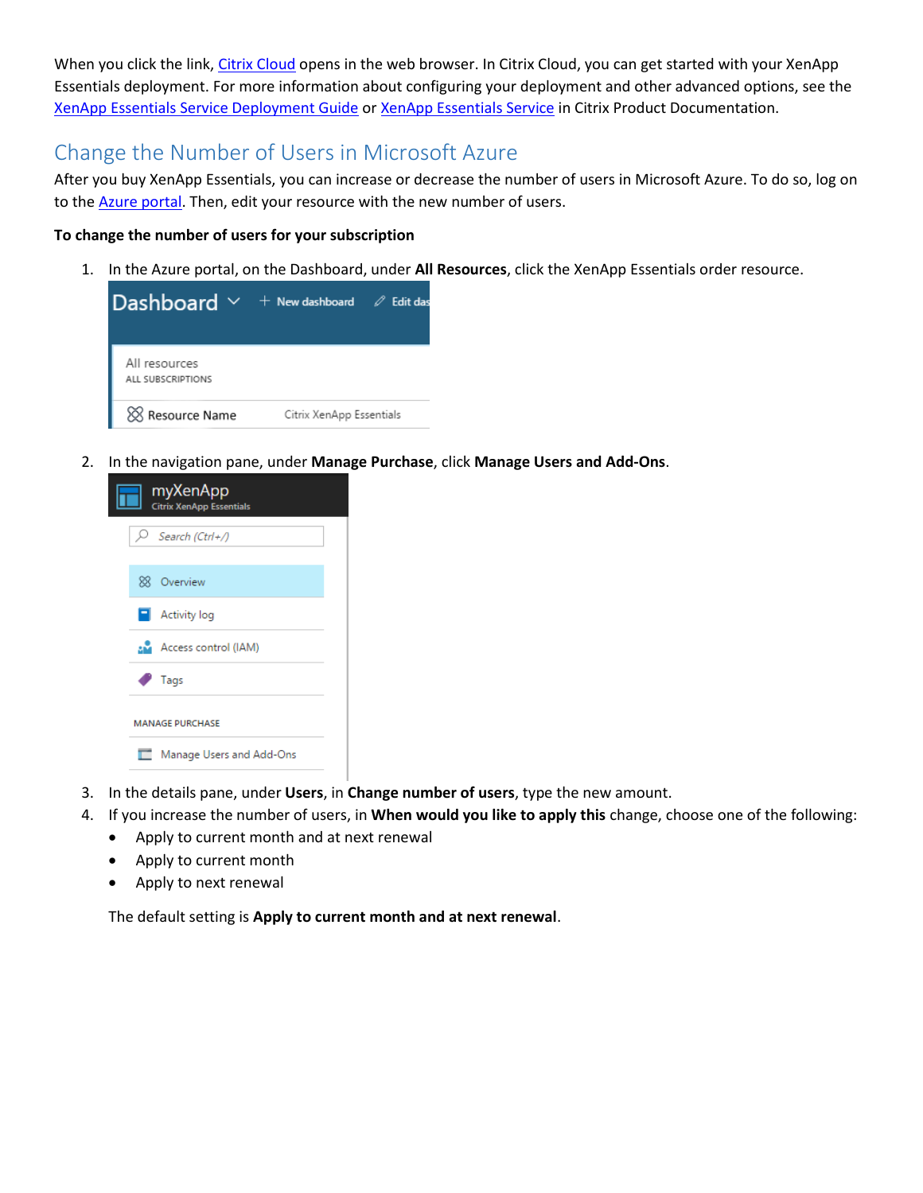When you click the link, Citrix Cloud opens in the web browser. In Citrix Cloud, you can get started with your XenApp Essentials deployment. For more information about configuring your deployment and other advanced options, see the XenApp Essentials Service Deployment Guide or XenApp Essentials Service in Citrix Product Documentation.

## Change the Number of Users in Microsoft Azure

After you buy XenApp Essentials, you can increase or decrease the number of users in Microsoft Azure. To do so, log on to the Azure portal. Then, edit your resource with the new number of users.

**To change the number of users for your subscription**

1. In the Azure portal, on the Dashboard, under **All Resources**, click the XenApp Essentials order resource.
2. In the navigation pane, under **Manage Purchase**, click **Manage Users and Add-Ons**.
3. In the details pane, under **Users**, in **Change number of users**, type the new amount.
4. If you increase the number of users, in **When would you like to apply this** change, choose one of the following:
   - Apply to current month and at next renewal
   - Apply to current month
   - Apply to next renewal

   The default setting is **Apply to current month and at next renewal**.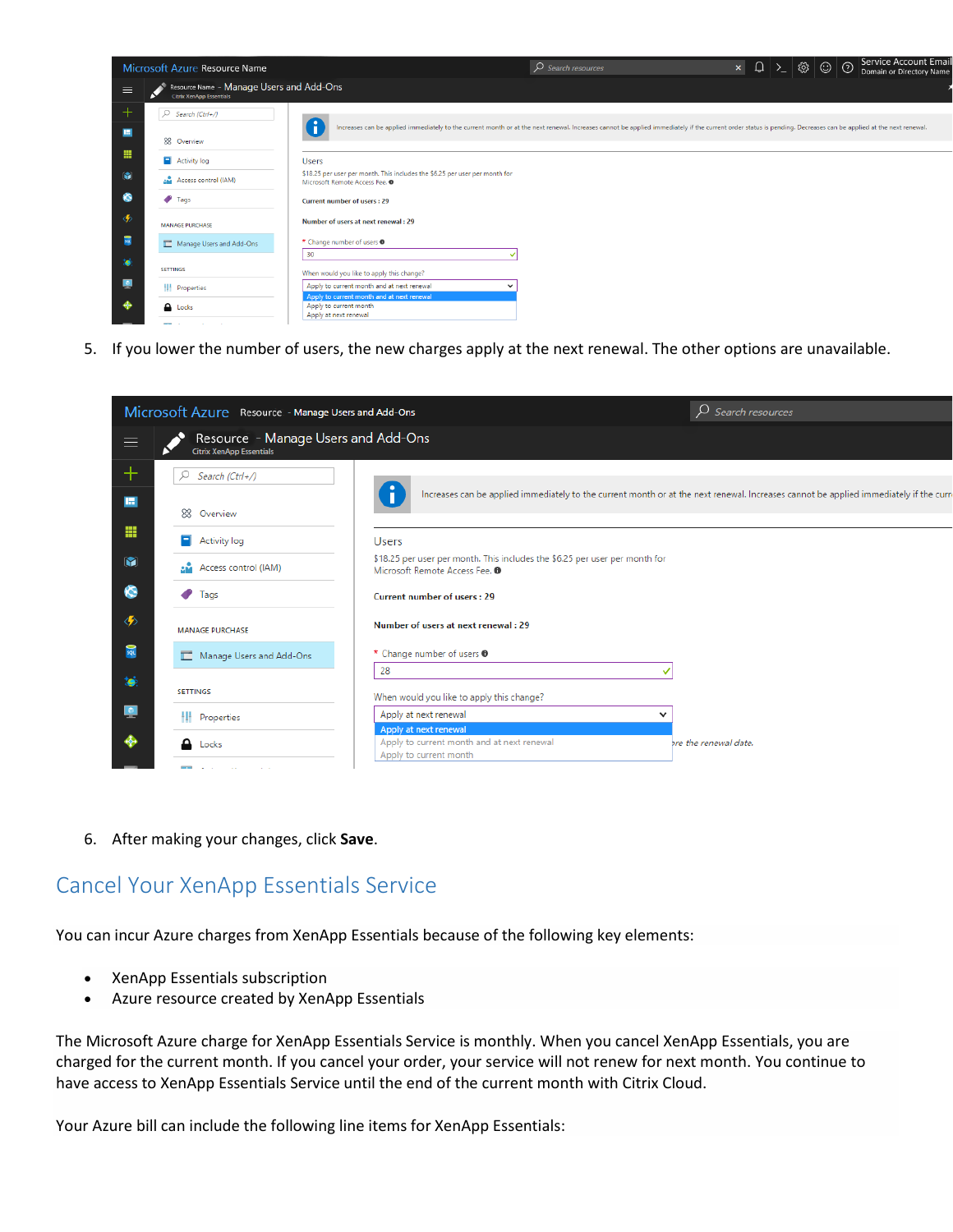5. If you lower the number of users, the new charges apply at the next renewal. The other options are unavailable.

6. After making your changes, click **Save**.

## Cancel Your XenApp Essentials Service

You can incur Azure charges from XenApp Essentials because of the following key elements:

- XenApp Essentials subscription
- Azure resource created by XenApp Essentials

The Microsoft Azure charge for XenApp Essentials Service is monthly. When you cancel XenApp Essentials, you are charged for the current month. If you cancel your order, your service will not renew for next month. You continue to have access to XenApp Essentials Service until the end of the current month with Citrix Cloud.

Your Azure bill can include the following line items for XenApp Essentials: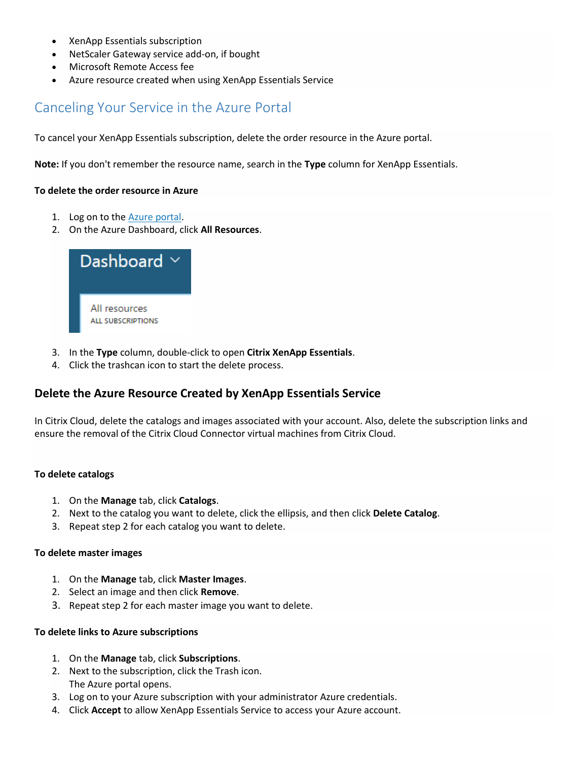- XenApp Essentials subscription
- NetScaler Gateway service add-on, if bought
- Microsoft Remote Access fee
- Azure resource created when using XenApp Essentials Service

## Canceling Your Service in the Azure Portal

To cancel your XenApp Essentials subscription, delete the order resource in the Azure portal.

**Note:** If you don't remember the resource name, search in the **Type** column for XenApp Essentials.

**To delete the order resource in Azure**

1. Log on to the Azure portal.
2. On the Azure Dashboard, click **All Resources**.
3. In the **Type** column, double-click to open **Citrix XenApp Essentials**.
4. Click the trashcan icon to start the delete process.

### Delete the Azure Resource Created by XenApp Essentials Service

In Citrix Cloud, delete the catalogs and images associated with your account. Also, delete the subscription links and ensure the removal of the Citrix Cloud Connector virtual machines from Citrix Cloud.

**To delete catalogs**

1. On the **Manage** tab, click **Catalogs**.
2. Next to the catalog you want to delete, click the ellipsis, and then click **Delete Catalog**.
3. Repeat step 2 for each catalog you want to delete.

**To delete master images**

1. On the **Manage** tab, click **Master Images**.
2. Select an image and then click **Remove**.
3. Repeat step 2 for each master image you want to delete.

**To delete links to Azure subscriptions**

1. On the **Manage** tab, click **Subscriptions**.
2. Next to the subscription, click the Trash icon.
   The Azure portal opens.
3. Log on to your Azure subscription with your administrator Azure credentials.
4. Click **Accept** to allow XenApp Essentials Service to access your Azure account.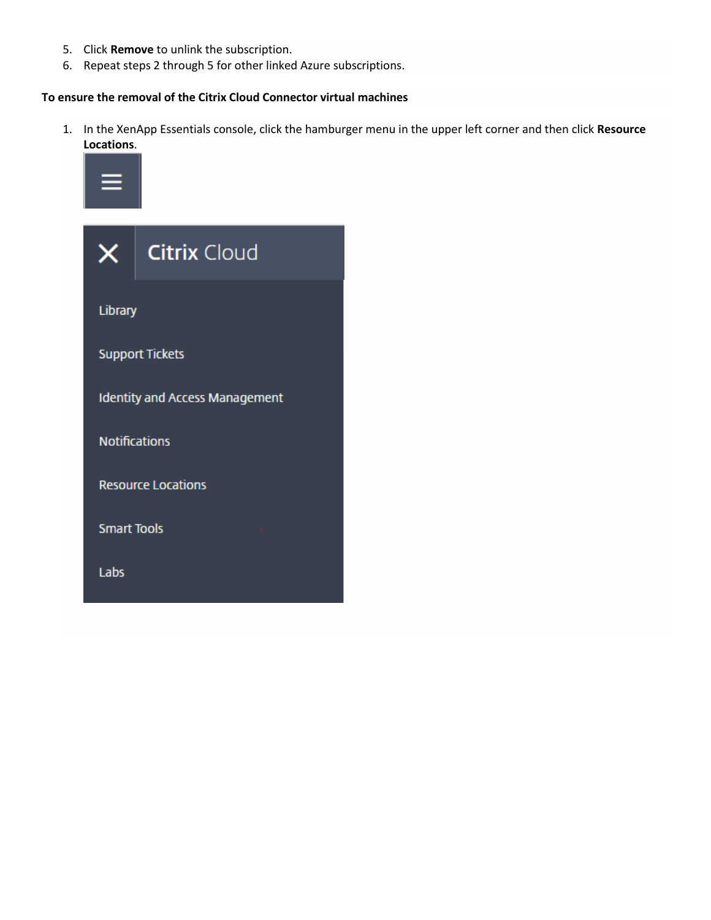5. Click **Remove** to unlink the subscription.
6. Repeat steps 2 through 5 for other linked Azure subscriptions.

**To ensure the removal of the Citrix Cloud Connector virtual machines**

1. In the XenApp Essentials console, click the hamburger menu in the upper left corner and then click **Resource Locations**.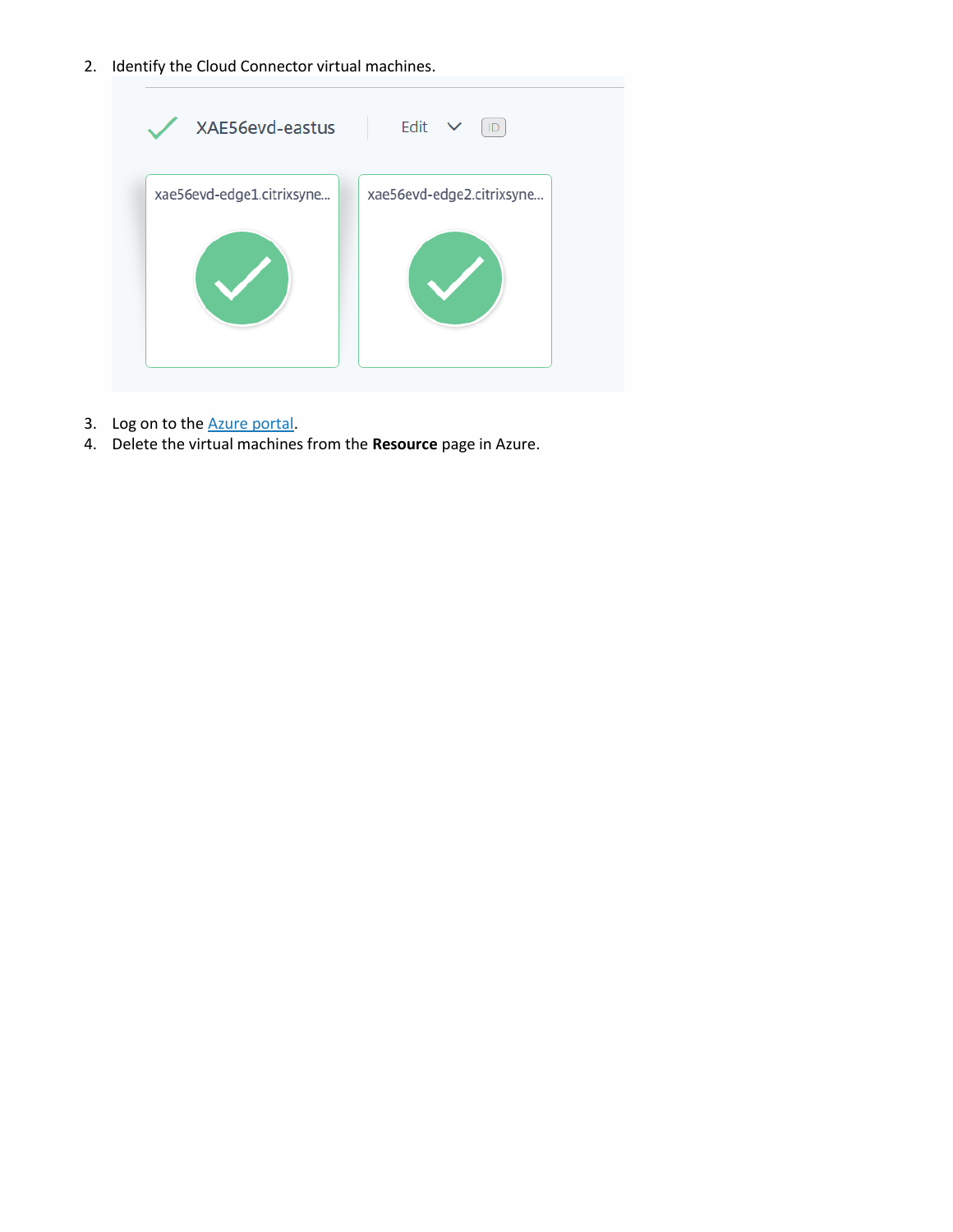2. Identify the Cloud Connector virtual machines.

XAE56evd-eastus

Edit

xae56evd-edge1.citrixsyne...

xae56evd-edge2.citrixsyne...

3. Log on to the [Azure portal](https://portal.azure.com).
4. Delete the virtual machines from the **Resource** page in Azure.